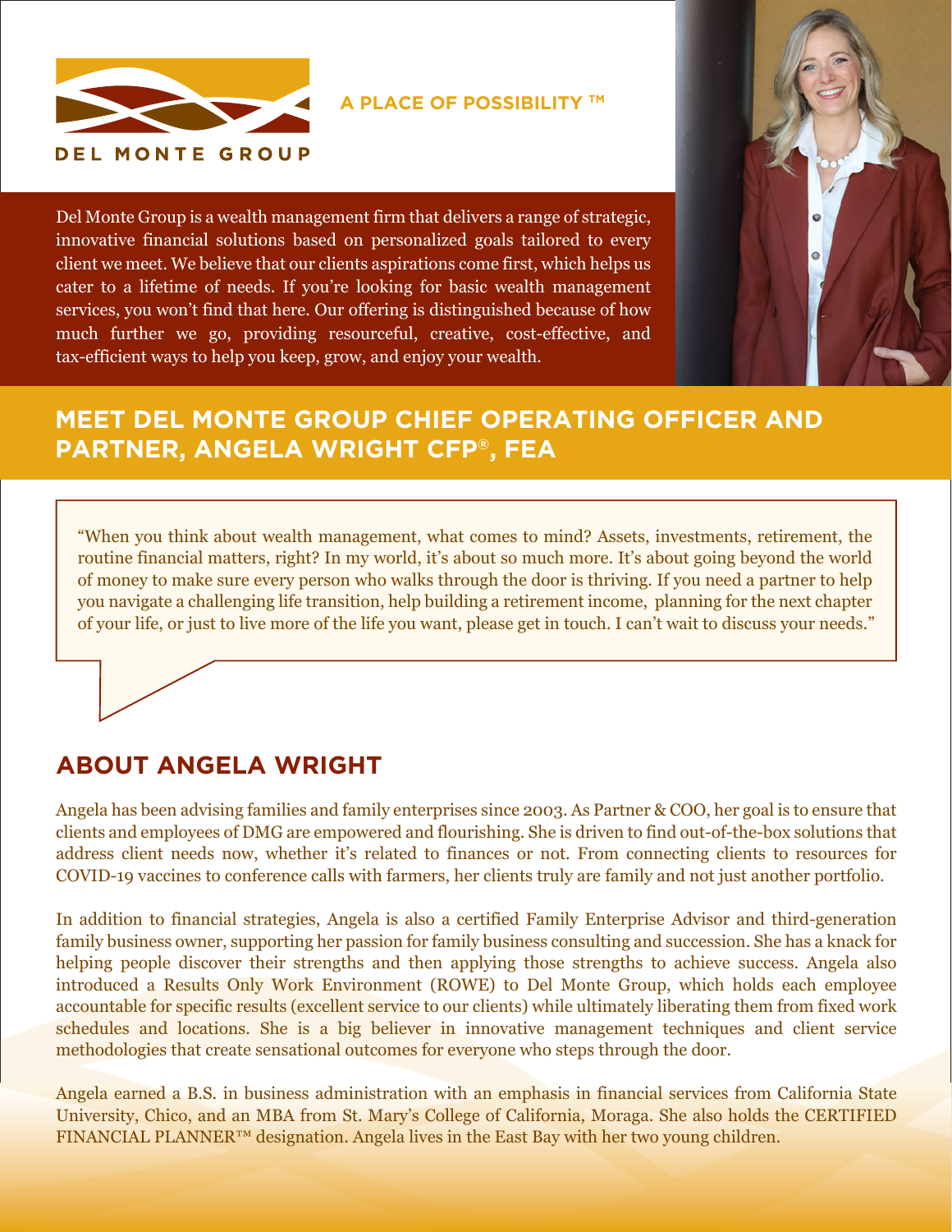DEL MONTE GROUP

**A PLACE OF POSSIBILITY ™**

Del Monte Group is a wealth management firm that delivers a range of strategic, innovative financial solutions based on personalized goals tailored to every client we meet. We believe that our clients aspirations come first, which helps us cater to a lifetime of needs. If you're looking for basic wealth management services, you won't find that here. Our offering is distinguished because of how much further we go, providing resourceful, creative, cost-effective, and tax-efficient ways to help you keep, grow, and enjoy your wealth.

## MEET DEL MONTE GROUP CHIEF OPERATING OFFICER AND PARTNER, ANGELA WRIGHT CFP®, FEA

"When you think about wealth management, what comes to mind? Assets, investments, retirement, the routine financial matters, right? In my world, it's about so much more. It's about going beyond the world of money to make sure every person who walks through the door is thriving. If you need a partner to help you navigate a challenging life transition, help building a retirement income, planning for the next chapter of your life, or just to live more of the life you want, please get in touch. I can't wait to discuss your needs."

## ABOUT ANGELA WRIGHT

Angela has been advising families and family enterprises since 2003. As Partner & COO, her goal is to ensure that clients and employees of DMG are empowered and flourishing. She is driven to find out-of-the-box solutions that address client needs now, whether it's related to finances or not. From connecting clients to resources for COVID-19 vaccines to conference calls with farmers, her clients truly are family and not just another portfolio.

In addition to financial strategies, Angela is also a certified Family Enterprise Advisor and third-generation family business owner, supporting her passion for family business consulting and succession. She has a knack for helping people discover their strengths and then applying those strengths to achieve success. Angela also introduced a Results Only Work Environment (ROWE) to Del Monte Group, which holds each employee accountable for specific results (excellent service to our clients) while ultimately liberating them from fixed work schedules and locations. She is a big believer in innovative management techniques and client service methodologies that create sensational outcomes for everyone who steps through the door.

Angela earned a B.S. in business administration with an emphasis in financial services from California State University, Chico, and an MBA from St. Mary's College of California, Moraga. She also holds the CERTIFIED FINANCIAL PLANNER™ designation. Angela lives in the East Bay with her two young children.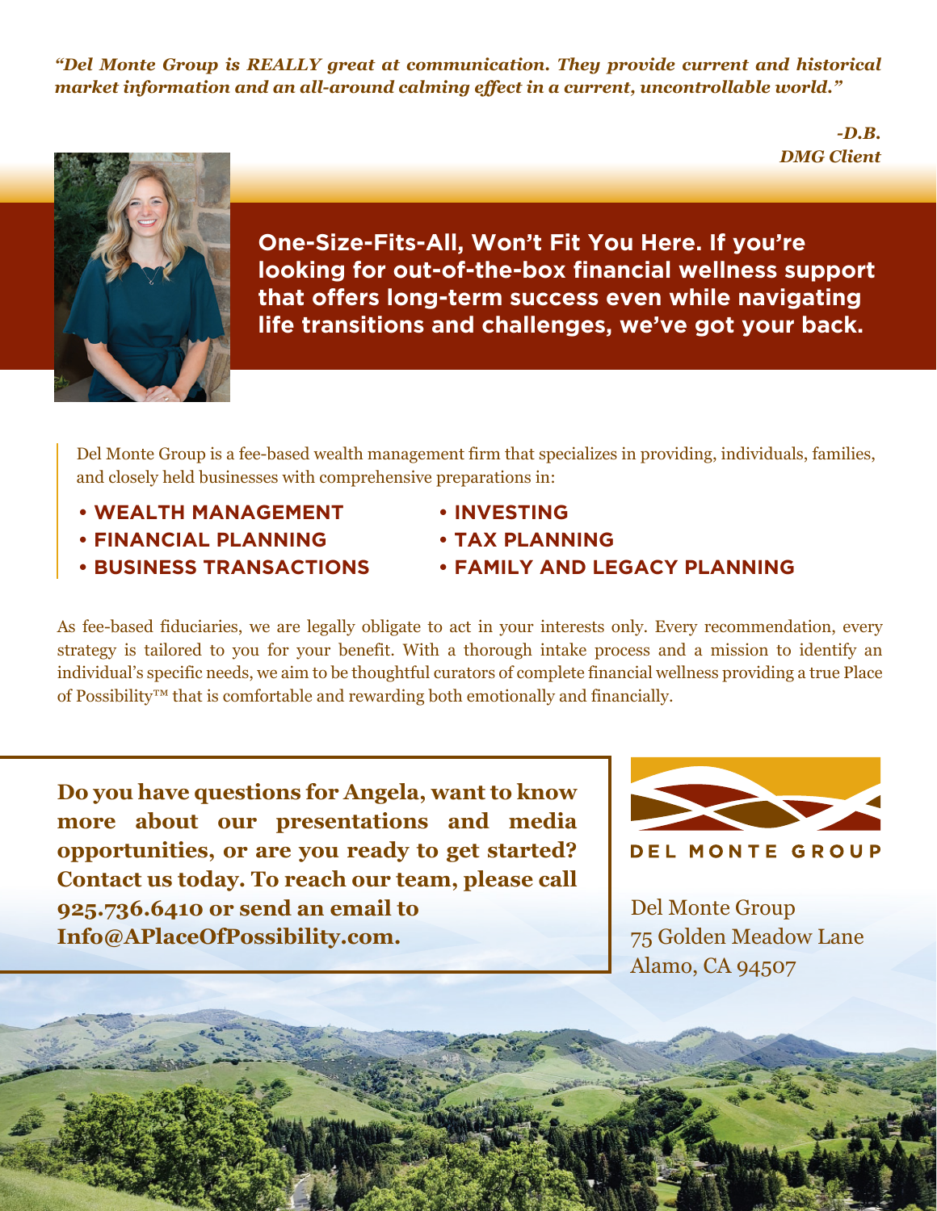*"Del Monte Group is REALLY great at communication. They provide current and historical market information and an all-around calming effect in a current, uncontrollable world."*

*-D.B.*
*DMG Client*

**One-Size-Fits-All, Won't Fit You Here. If you're looking for out-of-the-box financial wellness support that offers long-term success even while navigating life transitions and challenges, we've got your back.**

Del Monte Group is a fee-based wealth management firm that specializes in providing, individuals, families, and closely held businesses with comprehensive preparations in:

- **WEALTH MANAGEMENT**
- **FINANCIAL PLANNING**
- **BUSINESS TRANSACTIONS**
- **INVESTING**
- **TAX PLANNING**
- **FAMILY AND LEGACY PLANNING**

As fee-based fiduciaries, we are legally obligate to act in your interests only. Every recommendation, every strategy is tailored to you for your benefit. With a thorough intake process and a mission to identify an individual's specific needs, we aim to be thoughtful curators of complete financial wellness providing a true Place of Possibility™ that is comfortable and rewarding both emotionally and financially.

**Do you have questions for Angela, want to know more about our presentations and media opportunities, or are you ready to get started? Contact us today. To reach our team, please call 925.736.6410 or send an email to Info@APlaceOfPossibility.com.**

DEL MONTE GROUP

Del Monte Group
75 Golden Meadow Lane
Alamo, CA 94507